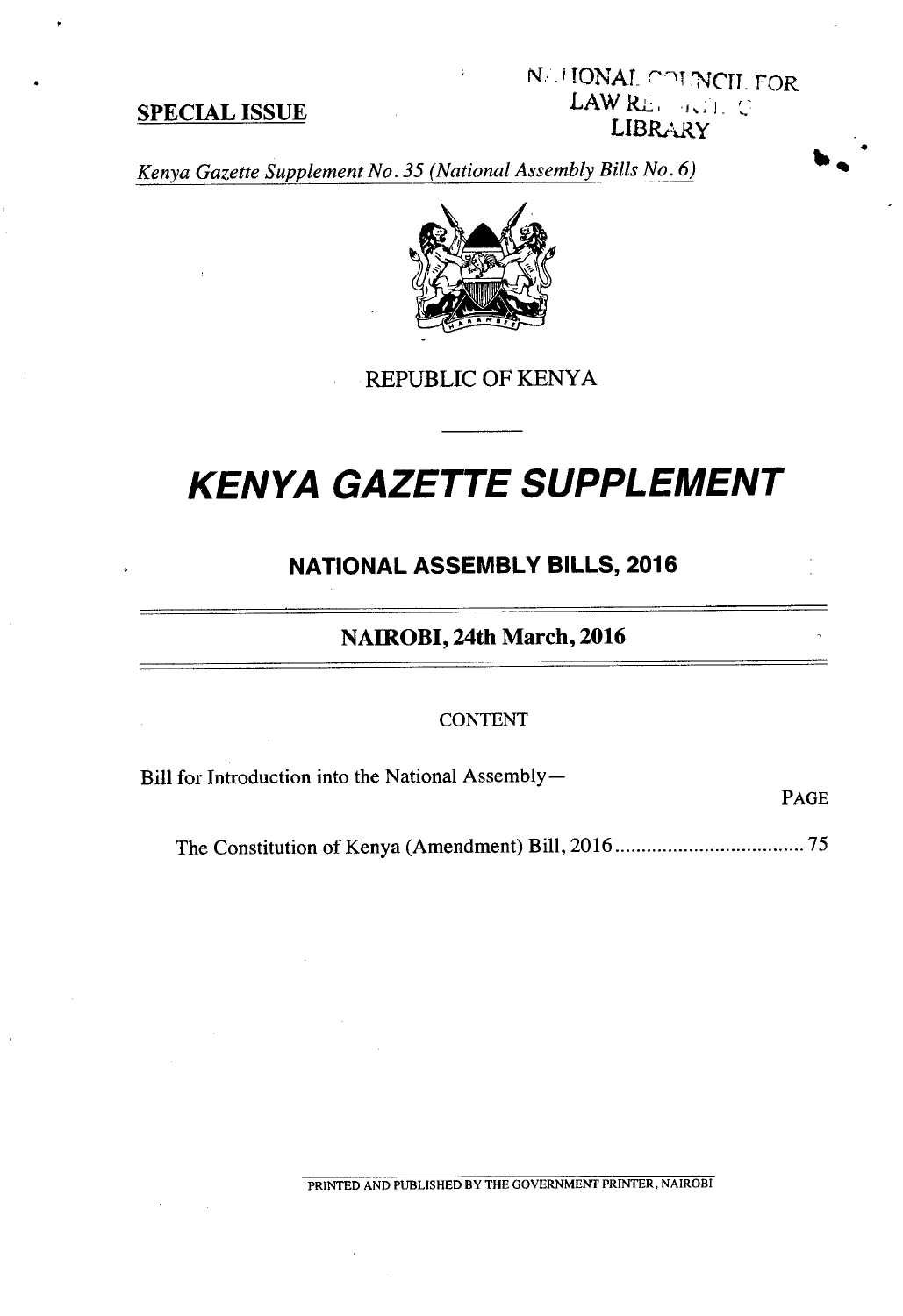NATIONAL COUNCIL FOR LAW REPORTING LIBRARY

**SPECIAL ISSUE**

*Kenya Gazette Supplement No. 35 (National Assembly Bills No. 6)*

REPUBLIC OF KENYA

# KENYA GAZETTE SUPPLEMENT

## NATIONAL ASSEMBLY BILLS, 2016

**NAIROBI, 24th March, 2016**

CONTENT

Bill for Introduction into the National Assembly—

| | PAGE |
|---|---|
| The Constitution of Kenya (Amendment) Bill, 2016 .................................... | 75 |

PRINTED AND PUBLISHED BY THE GOVERNMENT PRINTER, NAIROBI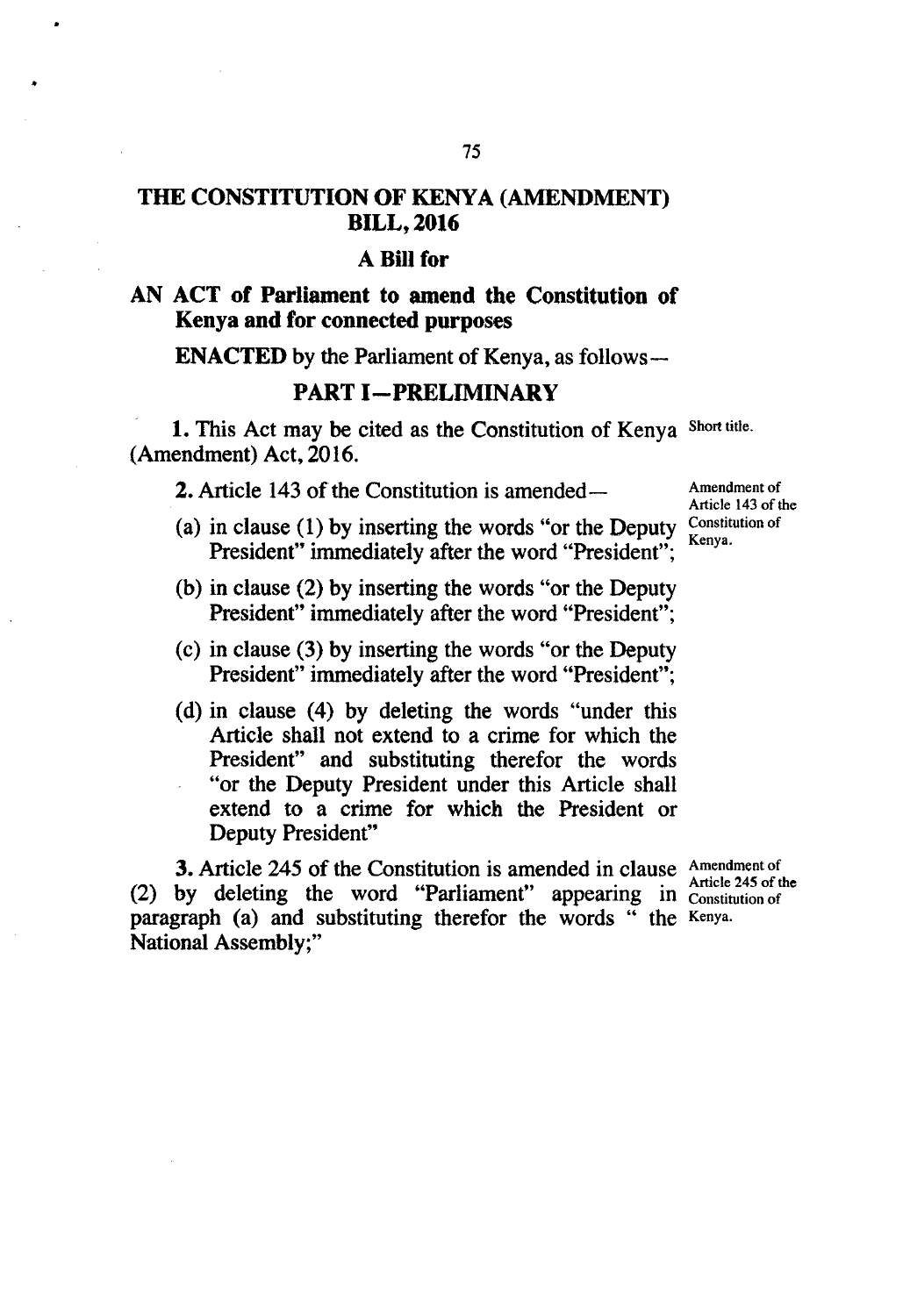# THE CONSTITUTION OF KENYA (AMENDMENT) BILL, 2016

## A Bill for

## AN ACT of Parliament to amend the Constitution of Kenya and for connected purposes

**ENACTED** by the Parliament of Kenya, as follows—

## PART I—PRELIMINARY

Short title.

**1.** This Act may be cited as the Constitution of Kenya (Amendment) Act, 2016.

Amendment of Article 143 of the Constitution of Kenya.

**2.** Article 143 of the Constitution is amended—

(a) in clause (1) by inserting the words "or the Deputy President" immediately after the word "President";

(b) in clause (2) by inserting the words "or the Deputy President" immediately after the word "President";

(c) in clause (3) by inserting the words "or the Deputy President" immediately after the word "President";

(d) in clause (4) by deleting the words "under this Article shall not extend to a crime for which the President" and substituting therefor the words "or the Deputy President under this Article shall extend to a crime for which the President or Deputy President"

Amendment of Article 245 of the Constitution of Kenya.

**3.** Article 245 of the Constitution is amended in clause (2) by deleting the word "Parliament" appearing in paragraph (a) and substituting therefor the words " the National Assembly;"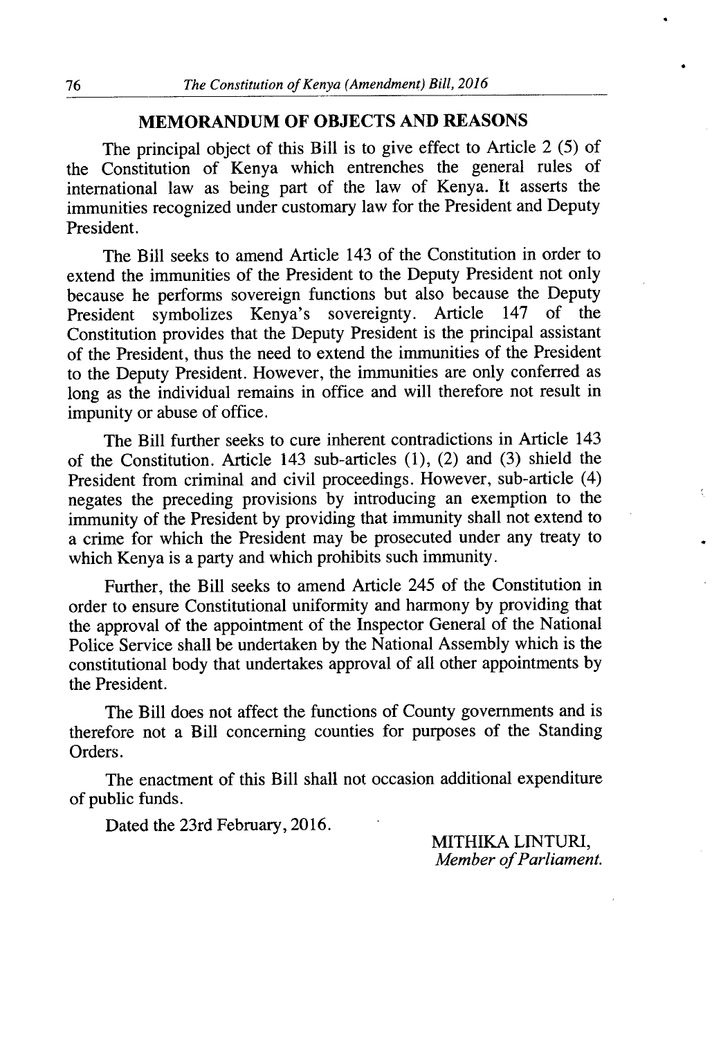## MEMORANDUM OF OBJECTS AND REASONS

The principal object of this Bill is to give effect to Article 2 (5) of the Constitution of Kenya which entrenches the general rules of international law as being part of the law of Kenya. It asserts the immunities recognized under customary law for the President and Deputy President.

The Bill seeks to amend Article 143 of the Constitution in order to extend the immunities of the President to the Deputy President not only because he performs sovereign functions but also because the Deputy President symbolizes Kenya's sovereignty. Article 147 of the Constitution provides that the Deputy President is the principal assistant of the President, thus the need to extend the immunities of the President to the Deputy President. However, the immunities are only conferred as long as the individual remains in office and will therefore not result in impunity or abuse of office.

The Bill further seeks to cure inherent contradictions in Article 143 of the Constitution. Article 143 sub-articles (1), (2) and (3) shield the President from criminal and civil proceedings. However, sub-article (4) negates the preceding provisions by introducing an exemption to the immunity of the President by providing that immunity shall not extend to a crime for which the President may be prosecuted under any treaty to which Kenya is a party and which prohibits such immunity.

Further, the Bill seeks to amend Article 245 of the Constitution in order to ensure Constitutional uniformity and harmony by providing that the approval of the appointment of the Inspector General of the National Police Service shall be undertaken by the National Assembly which is the constitutional body that undertakes approval of all other appointments by the President.

The Bill does not affect the functions of County governments and is therefore not a Bill concerning counties for purposes of the Standing Orders.

The enactment of this Bill shall not occasion additional expenditure of public funds.

Dated the 23rd February, 2016.

MITHIKA LINTURI,
*Member of Parliament.*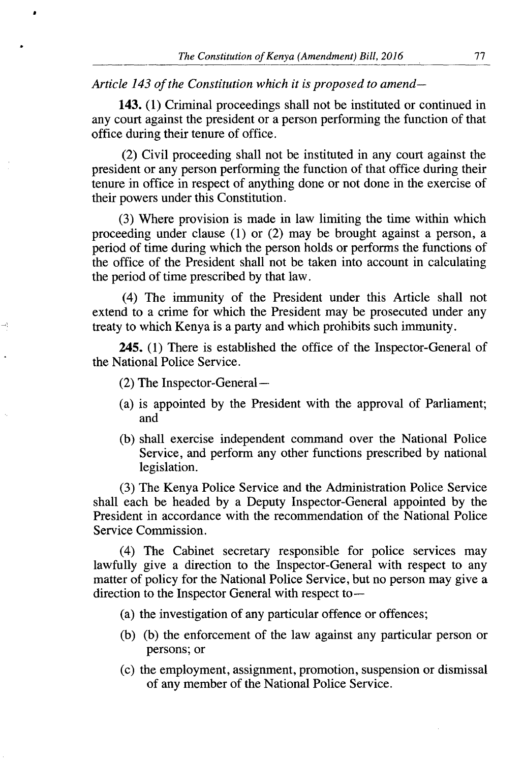*Article 143 of the Constitution which it is proposed to amend—*

**143.** (1) Criminal proceedings shall not be instituted or continued in any court against the president or a person performing the function of that office during their tenure of office.

(2) Civil proceeding shall not be instituted in any court against the president or any person performing the function of that office during their tenure in office in respect of anything done or not done in the exercise of their powers under this Constitution.

(3) Where provision is made in law limiting the time within which proceeding under clause (1) or (2) may be brought against a person, a period of time during which the person holds or performs the functions of the office of the President shall not be taken into account in calculating the period of time prescribed by that law.

(4) The immunity of the President under this Article shall not extend to a crime for which the President may be prosecuted under any treaty to which Kenya is a party and which prohibits such immunity.

**245.** (1) There is established the office of the Inspector-General of the National Police Service.

(2) The Inspector-General—

(a) is appointed by the President with the approval of Parliament; and

(b) shall exercise independent command over the National Police Service, and perform any other functions prescribed by national legislation.

(3) The Kenya Police Service and the Administration Police Service shall each be headed by a Deputy Inspector-General appointed by the President in accordance with the recommendation of the National Police Service Commission.

(4) The Cabinet secretary responsible for police services may lawfully give a direction to the Inspector-General with respect to any matter of policy for the National Police Service, but no person may give a direction to the Inspector General with respect to—

(a) the investigation of any particular offence or offences;

(b) (b) the enforcement of the law against any particular person or persons; or

(c) the employment, assignment, promotion, suspension or dismissal of any member of the National Police Service.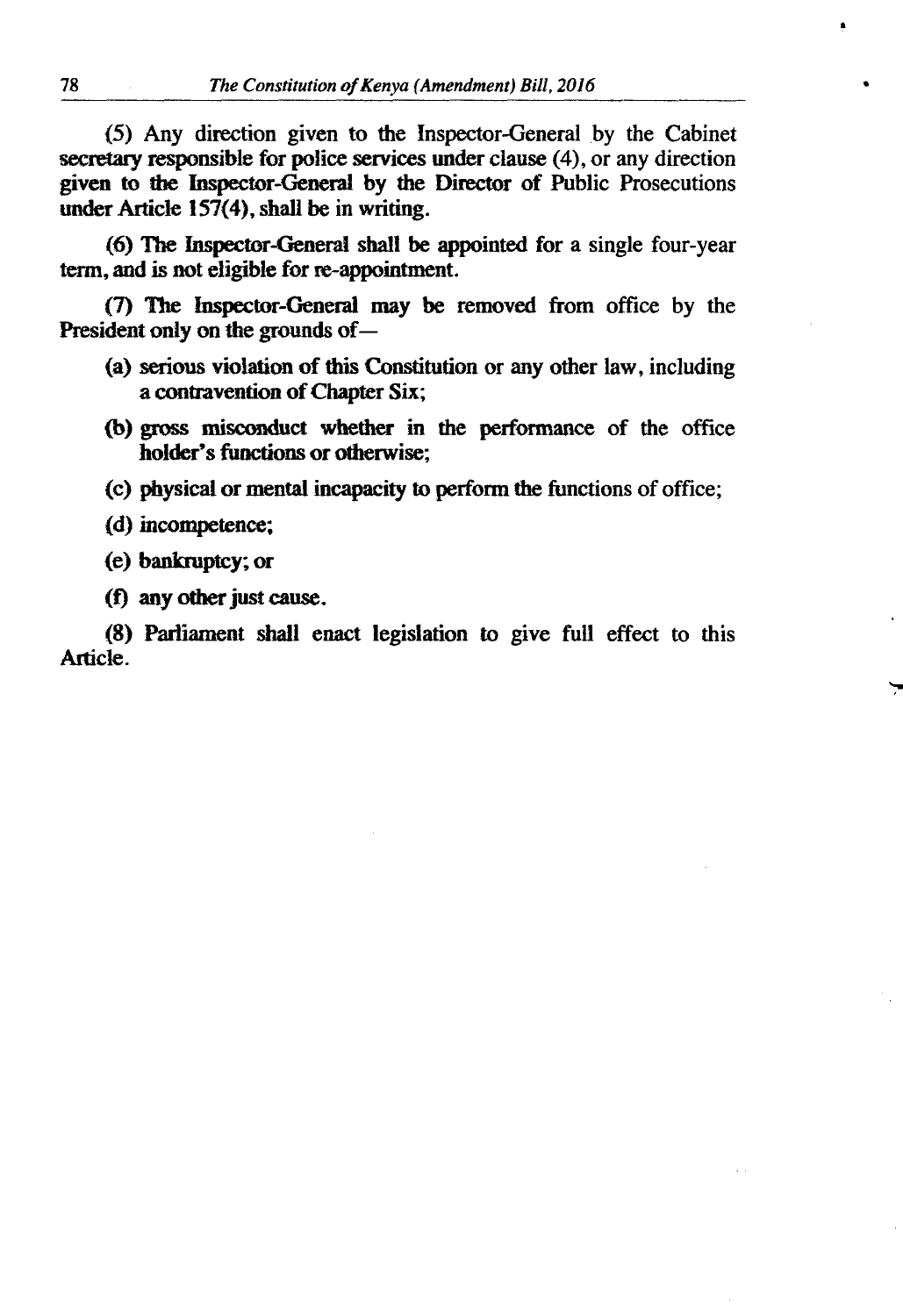(5) Any direction given to the Inspector-General by the Cabinet secretary responsible for police services under clause (4), or any direction given to the Inspector-General by the Director of Public Prosecutions under Article 157(4), shall be in writing.

(6) The Inspector-General shall be appointed for a single four-year term, and is not eligible for re-appointment.

(7) The Inspector-General may be removed from office by the President only on the grounds of—

(a) serious violation of this Constitution or any other law, including a contravention of Chapter Six;

(b) gross misconduct whether in the performance of the office holder's functions or otherwise;

(c) physical or mental incapacity to perform the functions of office;

(d) incompetence;

(e) bankruptcy; or

(f) any other just cause.

(8) Parliament shall enact legislation to give full effect to this Article.